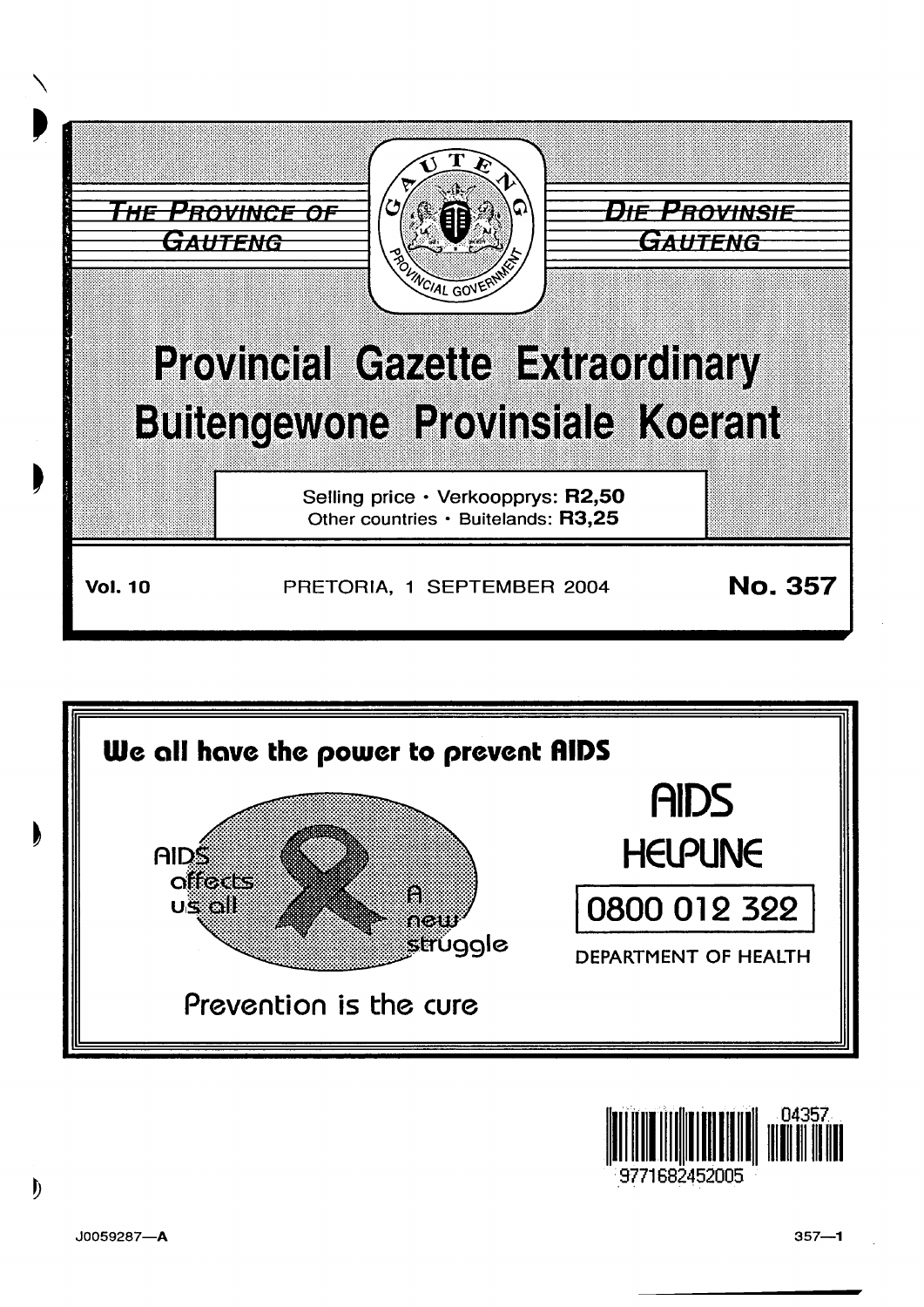THE PROVINCE OF GAUTENG

DIE PROVINSIE GAUTENG

# Provincial Gazette Extraordinary
# Buitengewone Provinsiale Koerant

Selling price · Verkoopprys: **R2,50**
Other countries · Buitelands: **R3,25**

**Vol. 10** PRETORIA, 1 SEPTEMBER 2004 **No. 357**

**We all have the power to prevent AIDS**

AIDS affects us all

A new struggle

Prevention is the cure

**AIDS HELPLINE**

**0800 012 322**

DEPARTMENT OF HEALTH

J0059287—A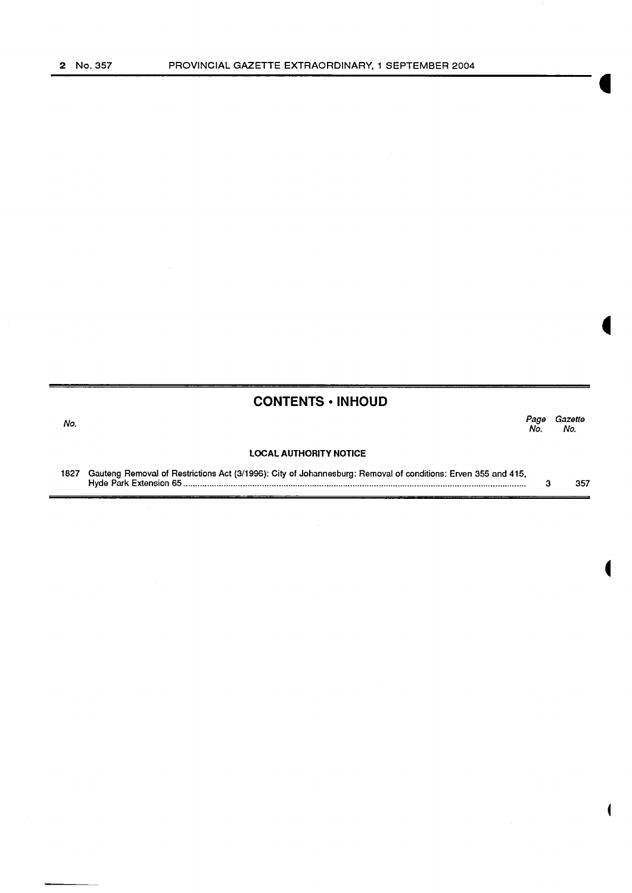## CONTENTS • INHOUD

| No. | | Page No. | Gazette No. |
|---|---|---|---|
| | **LOCAL AUTHORITY NOTICE** | | |
| 1827 | Gauteng Removal of Restrictions Act (3/1996): City of Johannesburg: Removal of conditions: Erven 355 and 415, Hyde Park Extension 65 | 3 | 357 |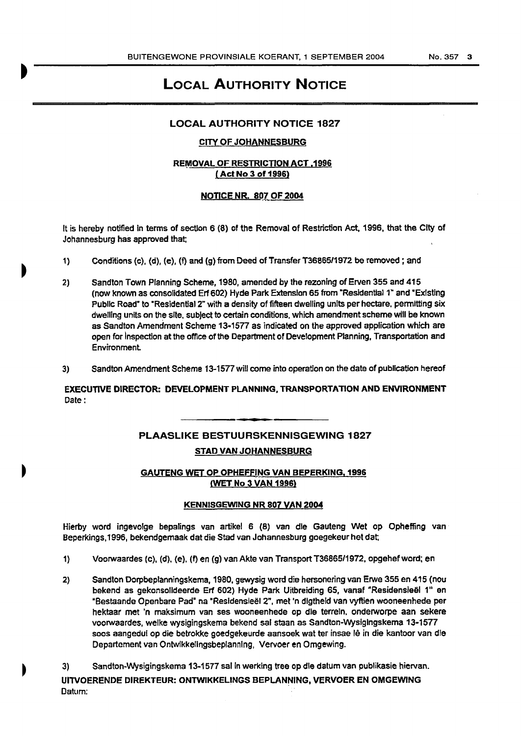# LOCAL AUTHORITY NOTICE

## LOCAL AUTHORITY NOTICE 1827

**CITY OF JOHANNESBURG**

**REMOVAL OF RESTRICTION ACT ,1996**
**( Act No 3 of 1996)**

**NOTICE NR. 807 OF 2004**

It is hereby notified in terms of section 6 (8) of the Removal of Restriction Act, 1996, that the City of Johannesburg has approved that;

1) Conditions (c), (d), (e), (f) and (g) from Deed of Transfer T36865/1972 be removed ; and

2) Sandton Town Planning Scheme, 1980, amended by the rezoning of Erven 355 and 415 (now known as consolidated Erf 602) Hyde Park Extension 65 from "Residential 1" and "Existing Public Road" to "Residential 2" with a density of fifteen dwelling units per hectare, permitting six dwelling units on the site, subject to certain conditions, which amendment scheme will be known as Sandton Amendment Scheme 13-1577 as indicated on the approved application which are open for inspection at the office of the Department of Development Planning, Transportation and Environment.

3) Sandton Amendment Scheme 13-1577 will come into operation on the date of publication hereof

**EXECUTIVE DIRECTOR: DEVELOPMENT PLANNING, TRANSPORTATION AND ENVIRONMENT**
Date :

## PLAASLIKE BESTUURSKENNISGEWING 1827

**STAD VAN JOHANNESBURG**

**GAUTENG WET OP OPHEFFING VAN BEPERKING, 1996**
**(WET No 3 VAN 1996)**

**KENNISGEWING NR 807 VAN 2004**

Hierby word ingevolge bepalings van artikel 6 (8) van die Gauteng Wet op Opheffing van Beperkings,1996, bekendgemaak dat die Stad van Johannesburg goegekeur het dat;

1) Voorwaardes (c), (d), (e), (f) en (g) van Akte van Transport T36865/1972, opgehef word; en

2) Sandton Dorpbeplanningskema, 1980, gewysig word die hersonering van Erwe 355 en 415 (nou bekend as gekonsolideerde Erf 602) Hyde Park Uitbreiding 65, vanaf "Residensieël 1" en "Bestaande Openbare Pad" na "Residensieël 2", met 'n digtheid van vyftien wooneenhede per hektaar met 'n maksimum van ses wooneenhede op die terrein, onderworpe aan sekere voorwaardes, welke wysigingskema bekend sal staan as Sandton-Wysigingskema 13-1577 soos aangedui op die betrokke goedgekeurde aansoek wat ter insae lê in die kantoor van die Departement van Ontwikkelingsbeplanning, Vervoer en Omgewing.

3) Sandton-Wysigingskema 13-1577 sal in werking tree op die datum van publikasie hiervan.

**UITVOERENDE DIREKTEUR: ONTWIKKELINGS BEPLANNING, VERVOER EN OMGEWING**
Datum: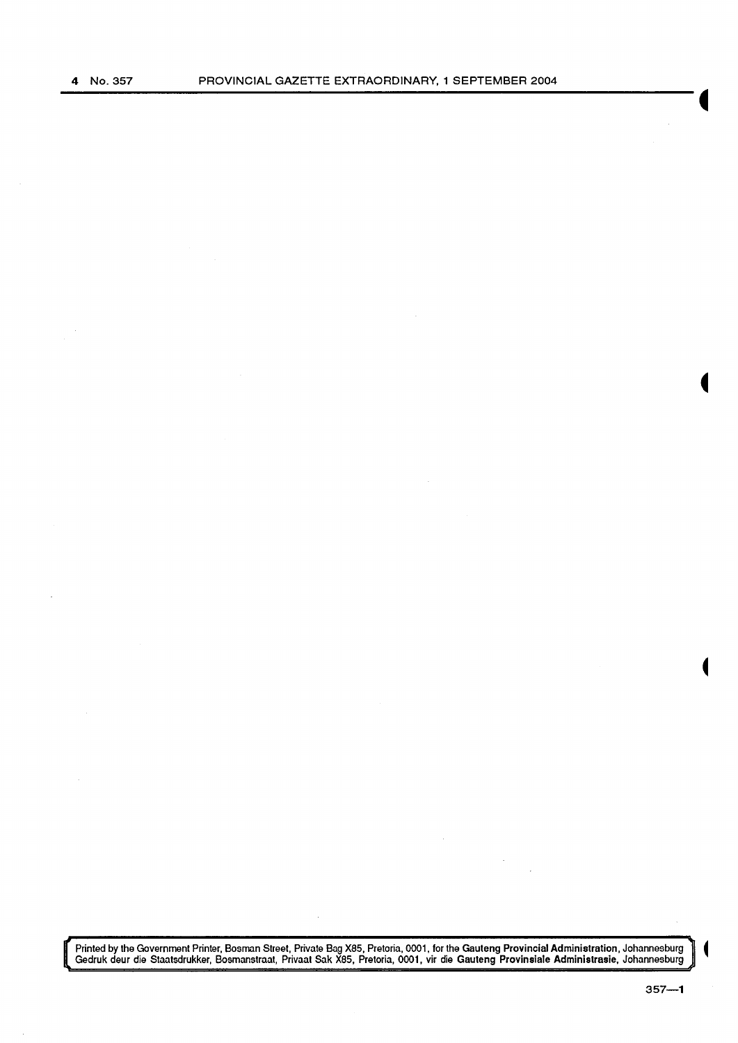Printed by the Government Printer, Bosman Street, Private Bag X85, Pretoria, 0001, for the **Gauteng Provincial Administration**, Johannesburg
Gedruk deur die Staatsdrukker, Bosmanstraat, Privaat Sak X85, Pretoria, 0001, vir die **Gauteng Provinsiale Administrasie**, Johannesburg

357—1